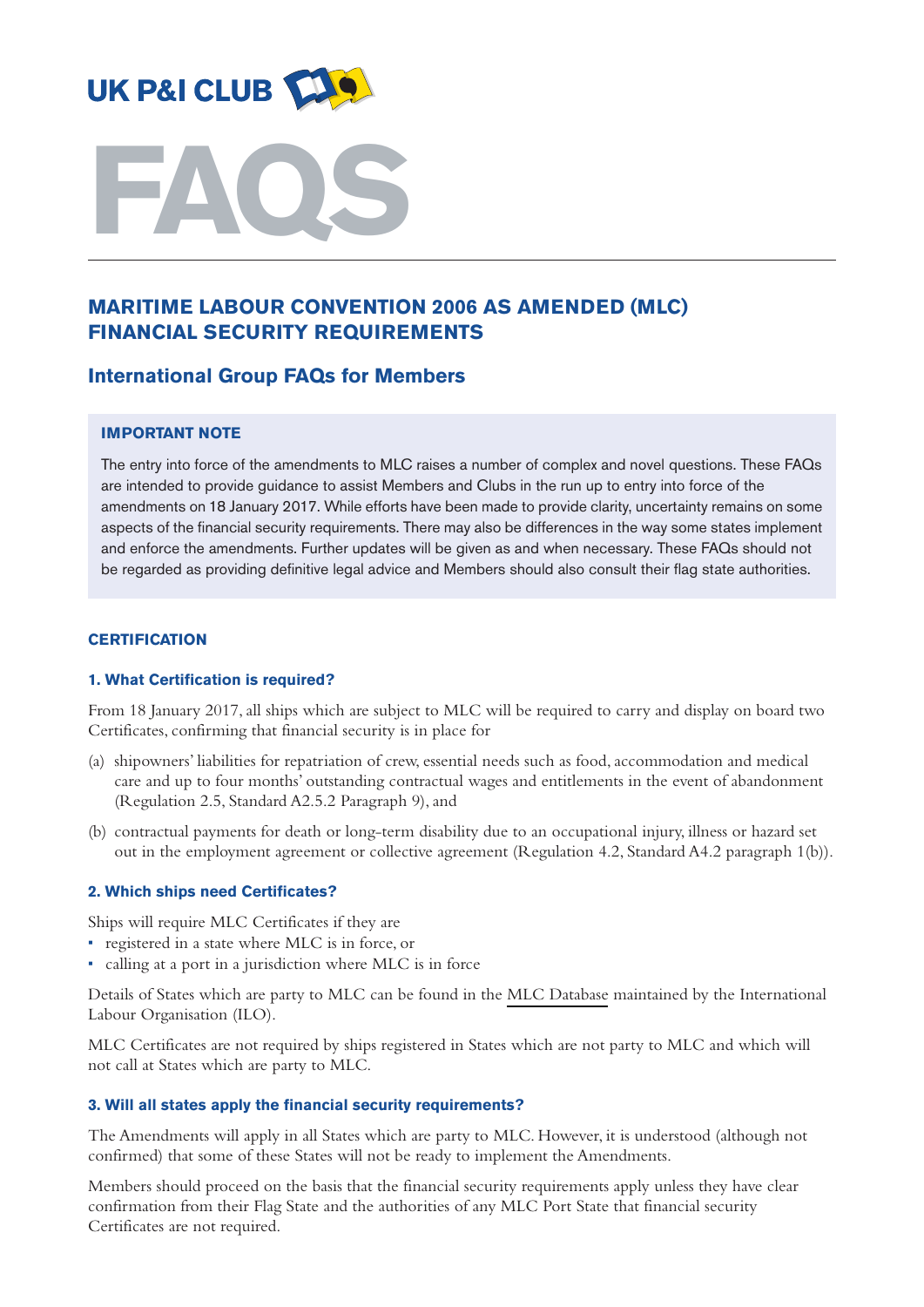UK P&I CLUB

# FAQS

## MARITIME LABOUR CONVENTION 2006 AS AMENDED (MLC) FINANCIAL SECURITY REQUIREMENTS

## International Group FAQs for Members

**IMPORTANT NOTE**

The entry into force of the amendments to MLC raises a number of complex and novel questions. These FAQs are intended to provide guidance to assist Members and Clubs in the run up to entry into force of the amendments on 18 January 2017. While efforts have been made to provide clarity, uncertainty remains on some aspects of the financial security requirements. There may also be differences in the way some states implement and enforce the amendments. Further updates will be given as and when necessary. These FAQs should not be regarded as providing definitive legal advice and Members should also consult their flag state authorities.

### CERTIFICATION

#### 1. What Certification is required?

From 18 January 2017, all ships which are subject to MLC will be required to carry and display on board two Certificates, confirming that financial security is in place for

(a) shipowners' liabilities for repatriation of crew, essential needs such as food, accommodation and medical care and up to four months' outstanding contractual wages and entitlements in the event of abandonment (Regulation 2.5, Standard A2.5.2 Paragraph 9), and

(b) contractual payments for death or long-term disability due to an occupational injury, illness or hazard set out in the employment agreement or collective agreement (Regulation 4.2, Standard A4.2 paragraph 1(b)).

#### 2. Which ships need Certificates?

Ships will require MLC Certificates if they are

- registered in a state where MLC is in force, or
- calling at a port in a jurisdiction where MLC is in force

Details of States which are party to MLC can be found in the MLC Database maintained by the International Labour Organisation (ILO).

MLC Certificates are not required by ships registered in States which are not party to MLC and which will not call at States which are party to MLC.

#### 3. Will all states apply the financial security requirements?

The Amendments will apply in all States which are party to MLC. However, it is understood (although not confirmed) that some of these States will not be ready to implement the Amendments.

Members should proceed on the basis that the financial security requirements apply unless they have clear confirmation from their Flag State and the authorities of any MLC Port State that financial security Certificates are not required.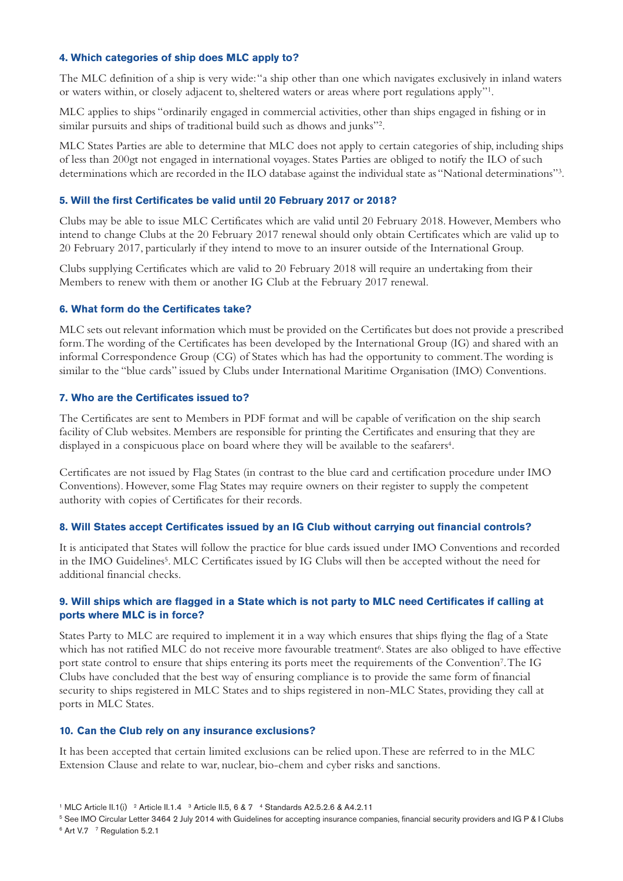### 4. Which categories of ship does MLC apply to?

The MLC definition of a ship is very wide: "a ship other than one which navigates exclusively in inland waters or waters within, or closely adjacent to, sheltered waters or areas where port regulations apply"[1].

MLC applies to ships "ordinarily engaged in commercial activities, other than ships engaged in fishing or in similar pursuits and ships of traditional build such as dhows and junks"[2].

MLC States Parties are able to determine that MLC does not apply to certain categories of ship, including ships of less than 200gt not engaged in international voyages. States Parties are obliged to notify the ILO of such determinations which are recorded in the ILO database against the individual state as "National determinations"[3].

### 5. Will the first Certificates be valid until 20 February 2017 or 2018?

Clubs may be able to issue MLC Certificates which are valid until 20 February 2018. However, Members who intend to change Clubs at the 20 February 2017 renewal should only obtain Certificates which are valid up to 20 February 2017, particularly if they intend to move to an insurer outside of the International Group.

Clubs supplying Certificates which are valid to 20 February 2018 will require an undertaking from their Members to renew with them or another IG Club at the February 2017 renewal.

### 6. What form do the Certificates take?

MLC sets out relevant information which must be provided on the Certificates but does not provide a prescribed form. The wording of the Certificates has been developed by the International Group (IG) and shared with an informal Correspondence Group (CG) of States which has had the opportunity to comment. The wording is similar to the "blue cards" issued by Clubs under International Maritime Organisation (IMO) Conventions.

### 7. Who are the Certificates issued to?

The Certificates are sent to Members in PDF format and will be capable of verification on the ship search facility of Club websites. Members are responsible for printing the Certificates and ensuring that they are displayed in a conspicuous place on board where they will be available to the seafarers[4].

Certificates are not issued by Flag States (in contrast to the blue card and certification procedure under IMO Conventions). However, some Flag States may require owners on their register to supply the competent authority with copies of Certificates for their records.

### 8. Will States accept Certificates issued by an IG Club without carrying out financial controls?

It is anticipated that States will follow the practice for blue cards issued under IMO Conventions and recorded in the IMO Guidelines[5]. MLC Certificates issued by IG Clubs will then be accepted without the need for additional financial checks.

### 9. Will ships which are flagged in a State which is not party to MLC need Certificates if calling at ports where MLC is in force?

States Party to MLC are required to implement it in a way which ensures that ships flying the flag of a State which has not ratified MLC do not receive more favourable treatment[6]. States are also obliged to have effective port state control to ensure that ships entering its ports meet the requirements of the Convention[7]. The IG Clubs have concluded that the best way of ensuring compliance is to provide the same form of financial security to ships registered in MLC States and to ships registered in non-MLC States, providing they call at ports in MLC States.

### 10. Can the Club rely on any insurance exclusions?

It has been accepted that certain limited exclusions can be relied upon. These are referred to in the MLC Extension Clause and relate to war, nuclear, bio-chem and cyber risks and sanctions.

[1] MLC Article II.1(i) [2] Article II.1.4 [3] Article II.5, 6 & 7 [4] Standards A2.5.2.6 & A4.2.11

[5] See IMO Circular Letter 3464 2 July 2014 with Guidelines for accepting insurance companies, financial security providers and IG P & I Clubs

[6] Art V.7 [7] Regulation 5.2.1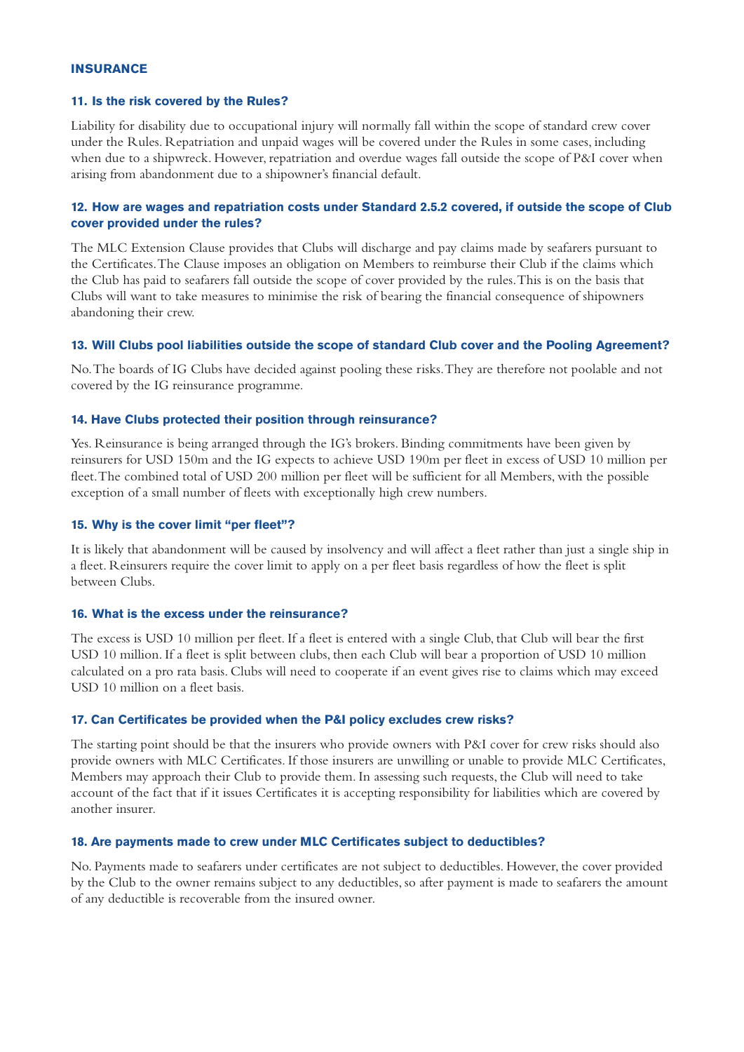## INSURANCE

### 11. Is the risk covered by the Rules?

Liability for disability due to occupational injury will normally fall within the scope of standard crew cover under the Rules. Repatriation and unpaid wages will be covered under the Rules in some cases, including when due to a shipwreck. However, repatriation and overdue wages fall outside the scope of P&I cover when arising from abandonment due to a shipowner's financial default.

### 12. How are wages and repatriation costs under Standard 2.5.2 covered, if outside the scope of Club cover provided under the rules?

The MLC Extension Clause provides that Clubs will discharge and pay claims made by seafarers pursuant to the Certificates. The Clause imposes an obligation on Members to reimburse their Club if the claims which the Club has paid to seafarers fall outside the scope of cover provided by the rules. This is on the basis that Clubs will want to take measures to minimise the risk of bearing the financial consequence of shipowners abandoning their crew.

### 13. Will Clubs pool liabilities outside the scope of standard Club cover and the Pooling Agreement?

No. The boards of IG Clubs have decided against pooling these risks. They are therefore not poolable and not covered by the IG reinsurance programme.

### 14. Have Clubs protected their position through reinsurance?

Yes. Reinsurance is being arranged through the IG's brokers. Binding commitments have been given by reinsurers for USD 150m and the IG expects to achieve USD 190m per fleet in excess of USD 10 million per fleet. The combined total of USD 200 million per fleet will be sufficient for all Members, with the possible exception of a small number of fleets with exceptionally high crew numbers.

### 15. Why is the cover limit "per fleet"?

It is likely that abandonment will be caused by insolvency and will affect a fleet rather than just a single ship in a fleet. Reinsurers require the cover limit to apply on a per fleet basis regardless of how the fleet is split between Clubs.

### 16. What is the excess under the reinsurance?

The excess is USD 10 million per fleet. If a fleet is entered with a single Club, that Club will bear the first USD 10 million. If a fleet is split between clubs, then each Club will bear a proportion of USD 10 million calculated on a pro rata basis. Clubs will need to cooperate if an event gives rise to claims which may exceed USD 10 million on a fleet basis.

### 17. Can Certificates be provided when the P&I policy excludes crew risks?

The starting point should be that the insurers who provide owners with P&I cover for crew risks should also provide owners with MLC Certificates. If those insurers are unwilling or unable to provide MLC Certificates, Members may approach their Club to provide them. In assessing such requests, the Club will need to take account of the fact that if it issues Certificates it is accepting responsibility for liabilities which are covered by another insurer.

### 18. Are payments made to crew under MLC Certificates subject to deductibles?

No. Payments made to seafarers under certificates are not subject to deductibles. However, the cover provided by the Club to the owner remains subject to any deductibles, so after payment is made to seafarers the amount of any deductible is recoverable from the insured owner.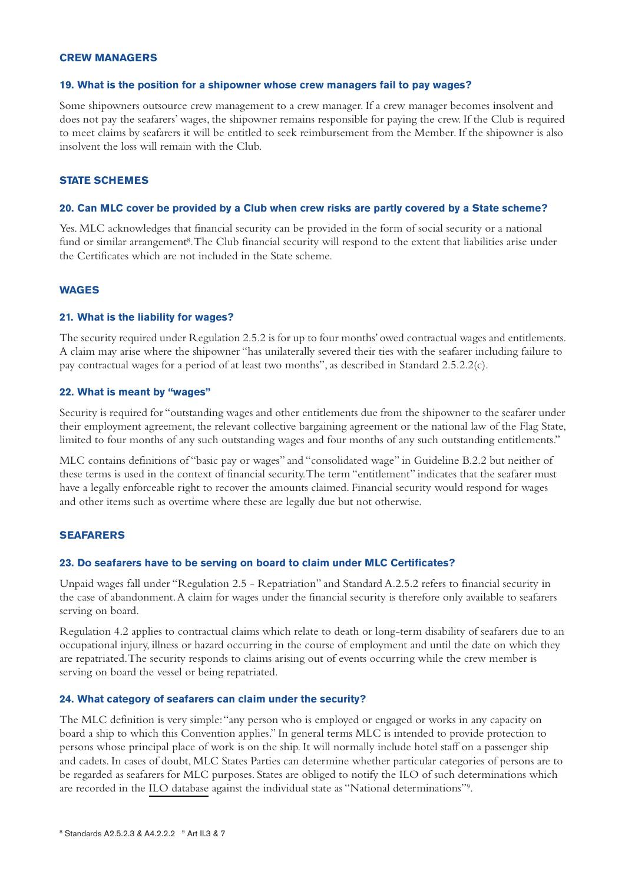## CREW MANAGERS

### 19. What is the position for a shipowner whose crew managers fail to pay wages?

Some shipowners outsource crew management to a crew manager. If a crew manager becomes insolvent and does not pay the seafarers' wages, the shipowner remains responsible for paying the crew. If the Club is required to meet claims by seafarers it will be entitled to seek reimbursement from the Member. If the shipowner is also insolvent the loss will remain with the Club.

## STATE SCHEMES

### 20. Can MLC cover be provided by a Club when crew risks are partly covered by a State scheme?

Yes. MLC acknowledges that financial security can be provided in the form of social security or a national fund or similar arrangement[8]. The Club financial security will respond to the extent that liabilities arise under the Certificates which are not included in the State scheme.

## WAGES

### 21. What is the liability for wages?

The security required under Regulation 2.5.2 is for up to four months' owed contractual wages and entitlements. A claim may arise where the shipowner "has unilaterally severed their ties with the seafarer including failure to pay contractual wages for a period of at least two months", as described in Standard 2.5.2.2(c).

### 22. What is meant by "wages"

Security is required for "outstanding wages and other entitlements due from the shipowner to the seafarer under their employment agreement, the relevant collective bargaining agreement or the national law of the Flag State, limited to four months of any such outstanding wages and four months of any such outstanding entitlements."

MLC contains definitions of "basic pay or wages" and "consolidated wage" in Guideline B.2.2 but neither of these terms is used in the context of financial security. The term "entitlement" indicates that the seafarer must have a legally enforceable right to recover the amounts claimed. Financial security would respond for wages and other items such as overtime where these are legally due but not otherwise.

## SEAFARERS

### 23. Do seafarers have to be serving on board to claim under MLC Certificates?

Unpaid wages fall under "Regulation 2.5 - Repatriation" and Standard A.2.5.2 refers to financial security in the case of abandonment. A claim for wages under the financial security is therefore only available to seafarers serving on board.

Regulation 4.2 applies to contractual claims which relate to death or long-term disability of seafarers due to an occupational injury, illness or hazard occurring in the course of employment and until the date on which they are repatriated. The security responds to claims arising out of events occurring while the crew member is serving on board the vessel or being repatriated.

### 24. What category of seafarers can claim under the security?

The MLC definition is very simple: "any person who is employed or engaged or works in any capacity on board a ship to which this Convention applies." In general terms MLC is intended to provide protection to persons whose principal place of work is on the ship. It will normally include hotel staff on a passenger ship and cadets. In cases of doubt, MLC States Parties can determine whether particular categories of persons are to be regarded as seafarers for MLC purposes. States are obliged to notify the ILO of such determinations which are recorded in the ILO database against the individual state as "National determinations"[9].

[8] Standards A2.5.2.3 & A4.2.2.2 [9] Art II.3 & 7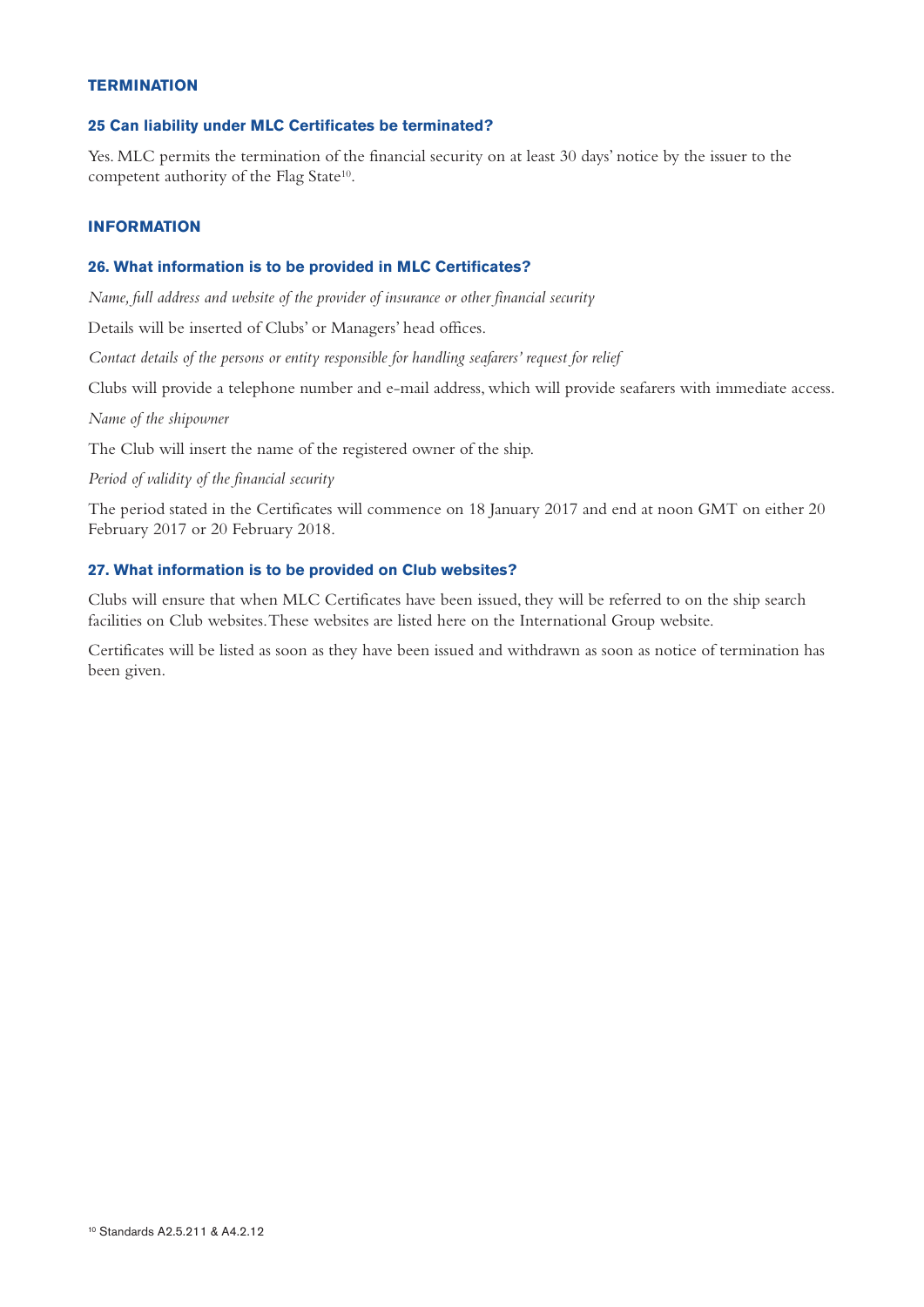## TERMINATION

### 25 Can liability under MLC Certificates be terminated?

Yes. MLC permits the termination of the financial security on at least 30 days' notice by the issuer to the competent authority of the Flag State[10].

## INFORMATION

### 26. What information is to be provided in MLC Certificates?

*Name, full address and website of the provider of insurance or other financial security*

Details will be inserted of Clubs' or Managers' head offices.

*Contact details of the persons or entity responsible for handling seafarers' request for relief*

Clubs will provide a telephone number and e-mail address, which will provide seafarers with immediate access.

*Name of the shipowner*

The Club will insert the name of the registered owner of the ship.

*Period of validity of the financial security*

The period stated in the Certificates will commence on 18 January 2017 and end at noon GMT on either 20 February 2017 or 20 February 2018.

### 27. What information is to be provided on Club websites?

Clubs will ensure that when MLC Certificates have been issued, they will be referred to on the ship search facilities on Club websites. These websites are listed here on the International Group website.

Certificates will be listed as soon as they have been issued and withdrawn as soon as notice of termination has been given.

[10] Standards A2.5.211 & A4.2.12